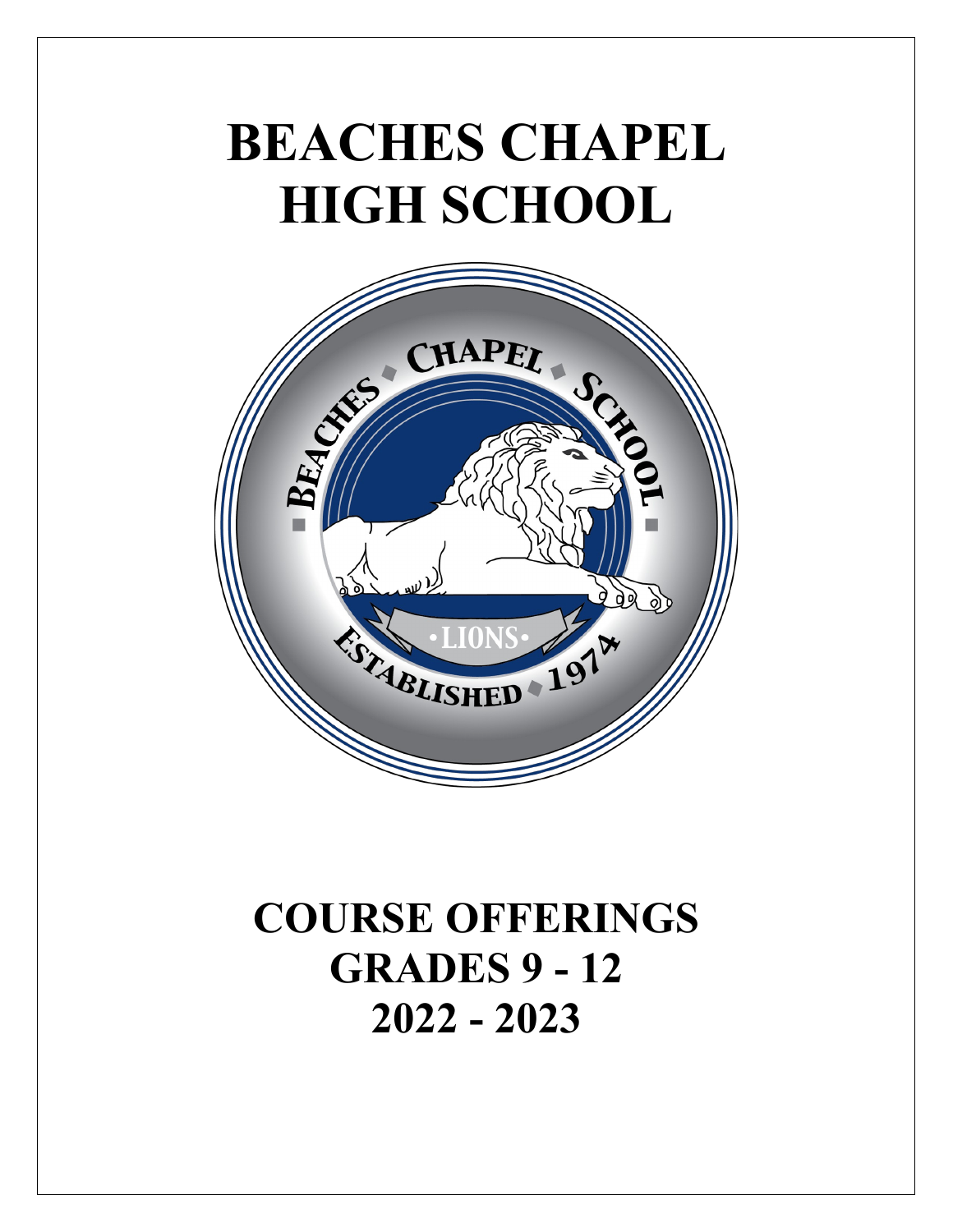# BEACHES CHAPEL HIGH SCHOOL

# COURSE OFFERINGS
# GRADES 9 - 12
# 2022 - 2023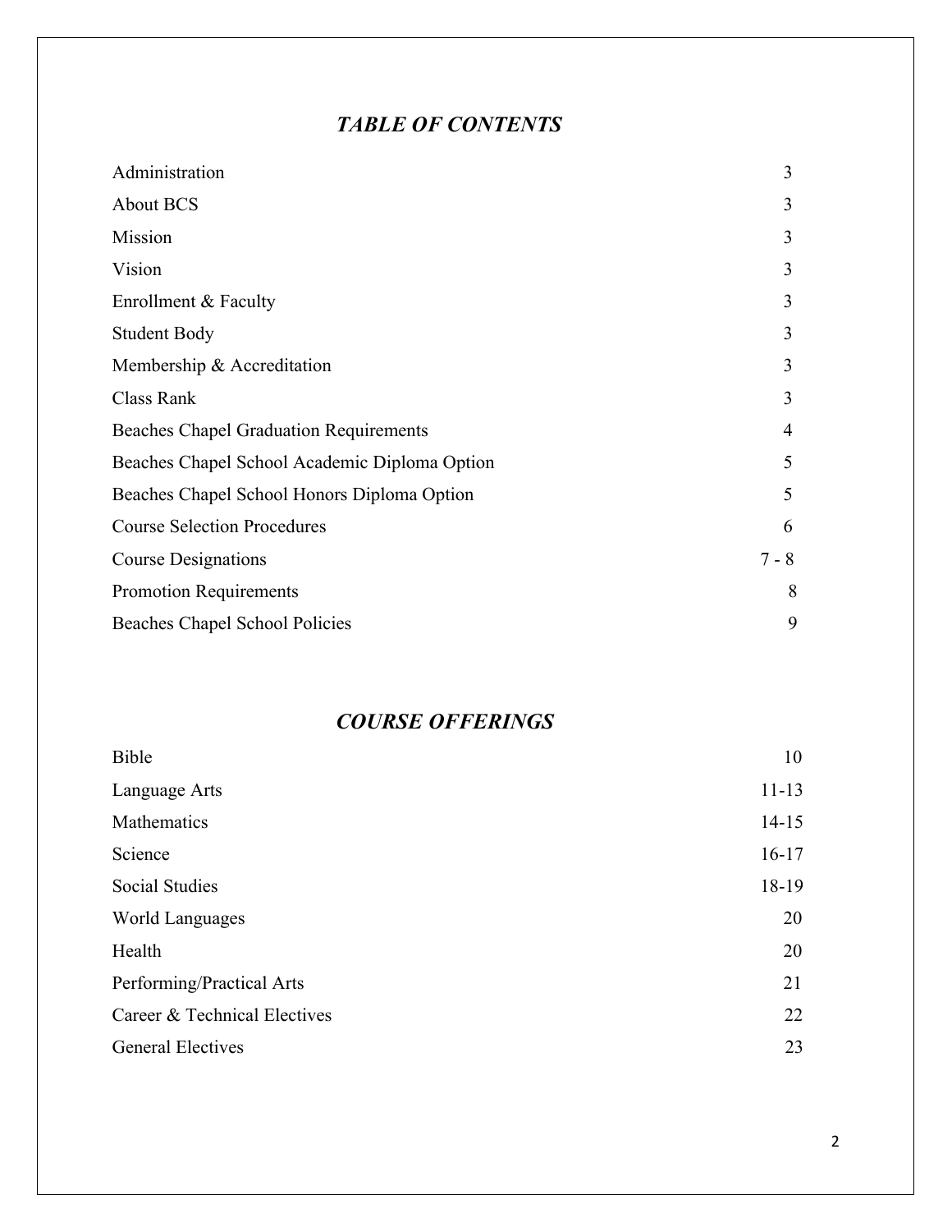## *TABLE OF CONTENTS*

| | |
|---|---|
| Administration | 3 |
| About BCS | 3 |
| Mission | 3 |
| Vision | 3 |
| Enrollment & Faculty | 3 |
| Student Body | 3 |
| Membership & Accreditation | 3 |
| Class Rank | 3 |
| Beaches Chapel Graduation Requirements | 4 |
| Beaches Chapel School Academic Diploma Option | 5 |
| Beaches Chapel School Honors Diploma Option | 5 |
| Course Selection Procedures | 6 |
| Course Designations | 7 - 8 |
| Promotion Requirements | 8 |
| Beaches Chapel School Policies | 9 |

## *COURSE OFFERINGS*

| | |
|---|---|
| Bible | 10 |
| Language Arts | 11-13 |
| Mathematics | 14-15 |
| Science | 16-17 |
| Social Studies | 18-19 |
| World Languages | 20 |
| Health | 20 |
| Performing/Practical Arts | 21 |
| Career & Technical Electives | 22 |
| General Electives | 23 |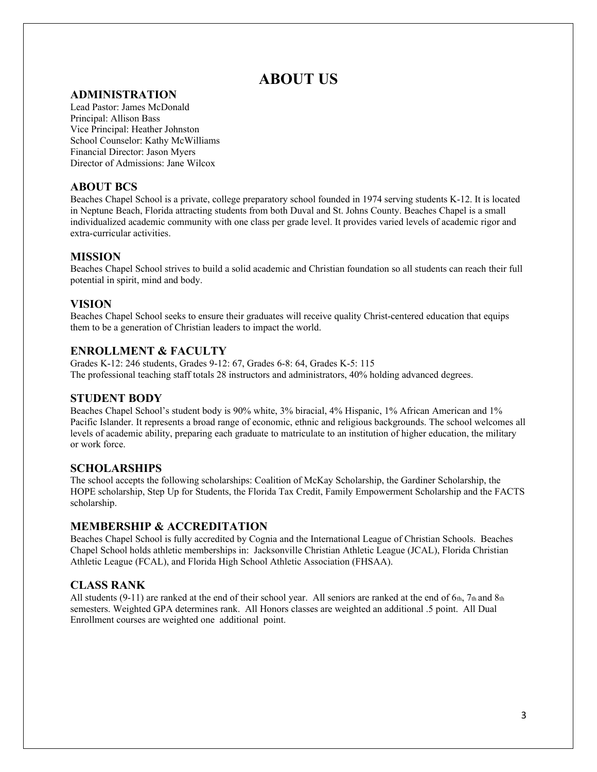# ABOUT US

## ADMINISTRATION

Lead Pastor: James McDonald
Principal: Allison Bass
Vice Principal: Heather Johnston
School Counselor: Kathy McWilliams
Financial Director: Jason Myers
Director of Admissions: Jane Wilcox

## ABOUT BCS

Beaches Chapel School is a private, college preparatory school founded in 1974 serving students K-12. It is located in Neptune Beach, Florida attracting students from both Duval and St. Johns County. Beaches Chapel is a small individualized academic community with one class per grade level. It provides varied levels of academic rigor and extra-curricular activities.

## MISSION

Beaches Chapel School strives to build a solid academic and Christian foundation so all students can reach their full potential in spirit, mind and body.

## VISION

Beaches Chapel School seeks to ensure their graduates will receive quality Christ-centered education that equips them to be a generation of Christian leaders to impact the world.

## ENROLLMENT & FACULTY

Grades K-12: 246 students, Grades 9-12: 67, Grades 6-8: 64, Grades K-5: 115
The professional teaching staff totals 28 instructors and administrators, 40% holding advanced degrees.

## STUDENT BODY

Beaches Chapel School's student body is 90% white, 3% biracial, 4% Hispanic, 1% African American and 1% Pacific Islander. It represents a broad range of economic, ethnic and religious backgrounds. The school welcomes all levels of academic ability, preparing each graduate to matriculate to an institution of higher education, the military or work force.

## SCHOLARSHIPS

The school accepts the following scholarships: Coalition of McKay Scholarship, the Gardiner Scholarship, the HOPE scholarship, Step Up for Students, the Florida Tax Credit, Family Empowerment Scholarship and the FACTS scholarship.

## MEMBERSHIP & ACCREDITATION

Beaches Chapel School is fully accredited by Cognia and the International League of Christian Schools. Beaches Chapel School holds athletic memberships in: Jacksonville Christian Athletic League (JCAL), Florida Christian Athletic League (FCAL), and Florida High School Athletic Association (FHSAA).

## CLASS RANK

All students (9-11) are ranked at the end of their school year. All seniors are ranked at the end of 6th, 7th and 8th semesters. Weighted GPA determines rank. All Honors classes are weighted an additional .5 point. All Dual Enrollment courses are weighted one additional point.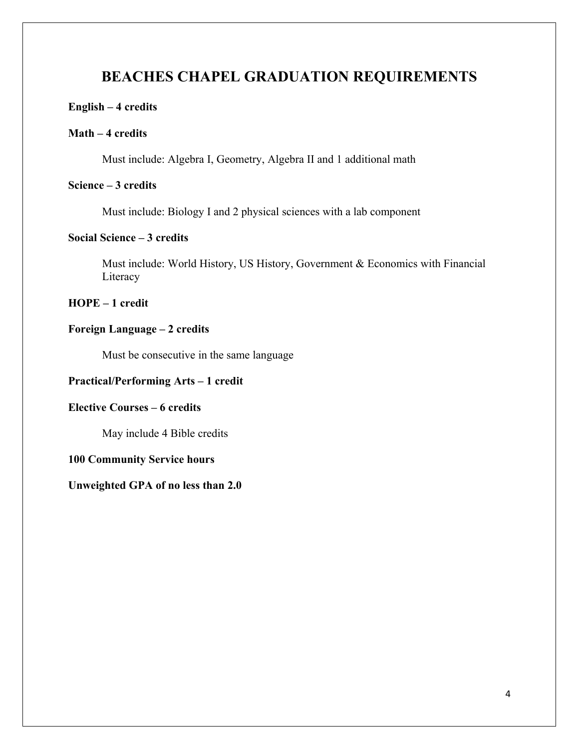# BEACHES CHAPEL GRADUATION REQUIREMENTS

**English – 4 credits**

**Math – 4 credits**

Must include: Algebra I, Geometry, Algebra II and 1 additional math

**Science – 3 credits**

Must include: Biology I and 2 physical sciences with a lab component

**Social Science – 3 credits**

Must include: World History, US History, Government & Economics with Financial Literacy

**HOPE – 1 credit**

**Foreign Language – 2 credits**

Must be consecutive in the same language

**Practical/Performing Arts – 1 credit**

**Elective Courses – 6 credits**

May include 4 Bible credits

**100 Community Service hours**

**Unweighted GPA of no less than 2.0**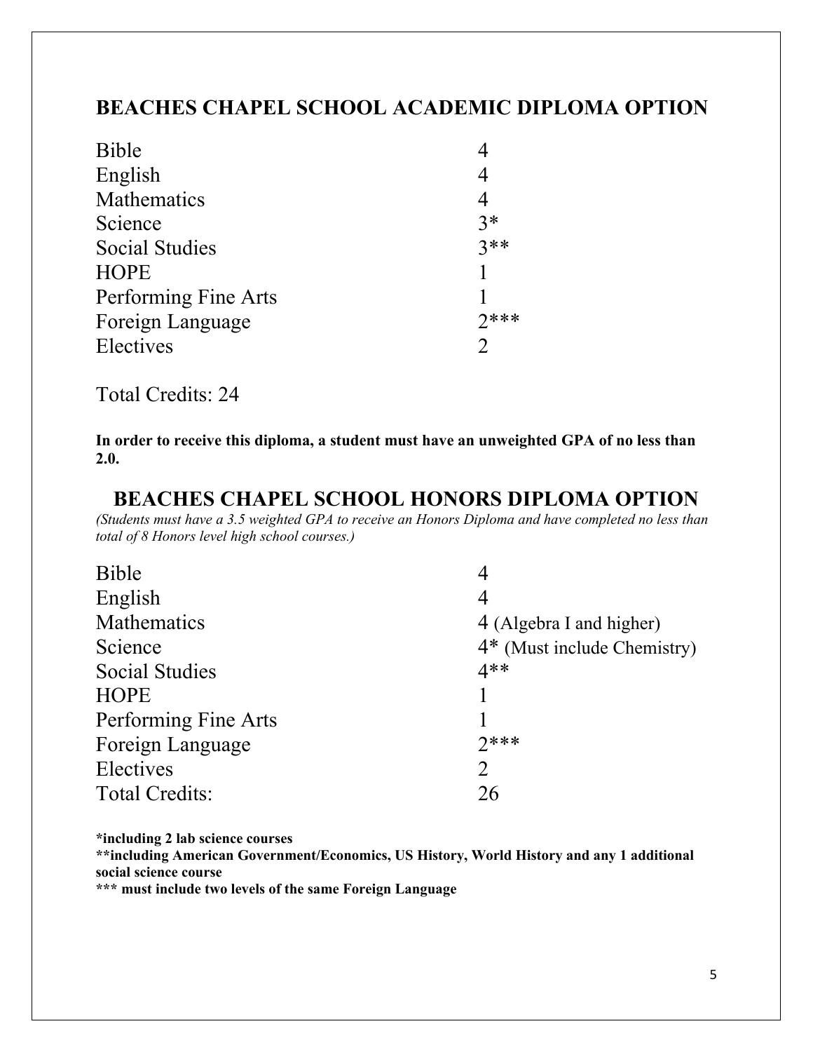## BEACHES CHAPEL SCHOOL ACADEMIC DIPLOMA OPTION

| | |
|---|---|
| Bible | 4 |
| English | 4 |
| Mathematics | 4 |
| Science | 3* |
| Social Studies | 3** |
| HOPE | 1 |
| Performing Fine Arts | 1 |
| Foreign Language | 2*** |
| Electives | 2 |

Total Credits: 24

**In order to receive this diploma, a student must have an unweighted GPA of no less than 2.0.**

## BEACHES CHAPEL SCHOOL HONORS DIPLOMA OPTION

*(Students must have a 3.5 weighted GPA to receive an Honors Diploma and have completed no less than total of 8 Honors level high school courses.)*

| | |
|---|---|
| Bible | 4 |
| English | 4 |
| Mathematics | 4 (Algebra I and higher) |
| Science | 4* (Must include Chemistry) |
| Social Studies | 4** |
| HOPE | 1 |
| Performing Fine Arts | 1 |
| Foreign Language | 2*** |
| Electives | 2 |
| Total Credits: | 26 |

**\*including 2 lab science courses**

**\*\*including American Government/Economics, US History, World History and any 1 additional social science course**

**\*\*\* must include two levels of the same Foreign Language**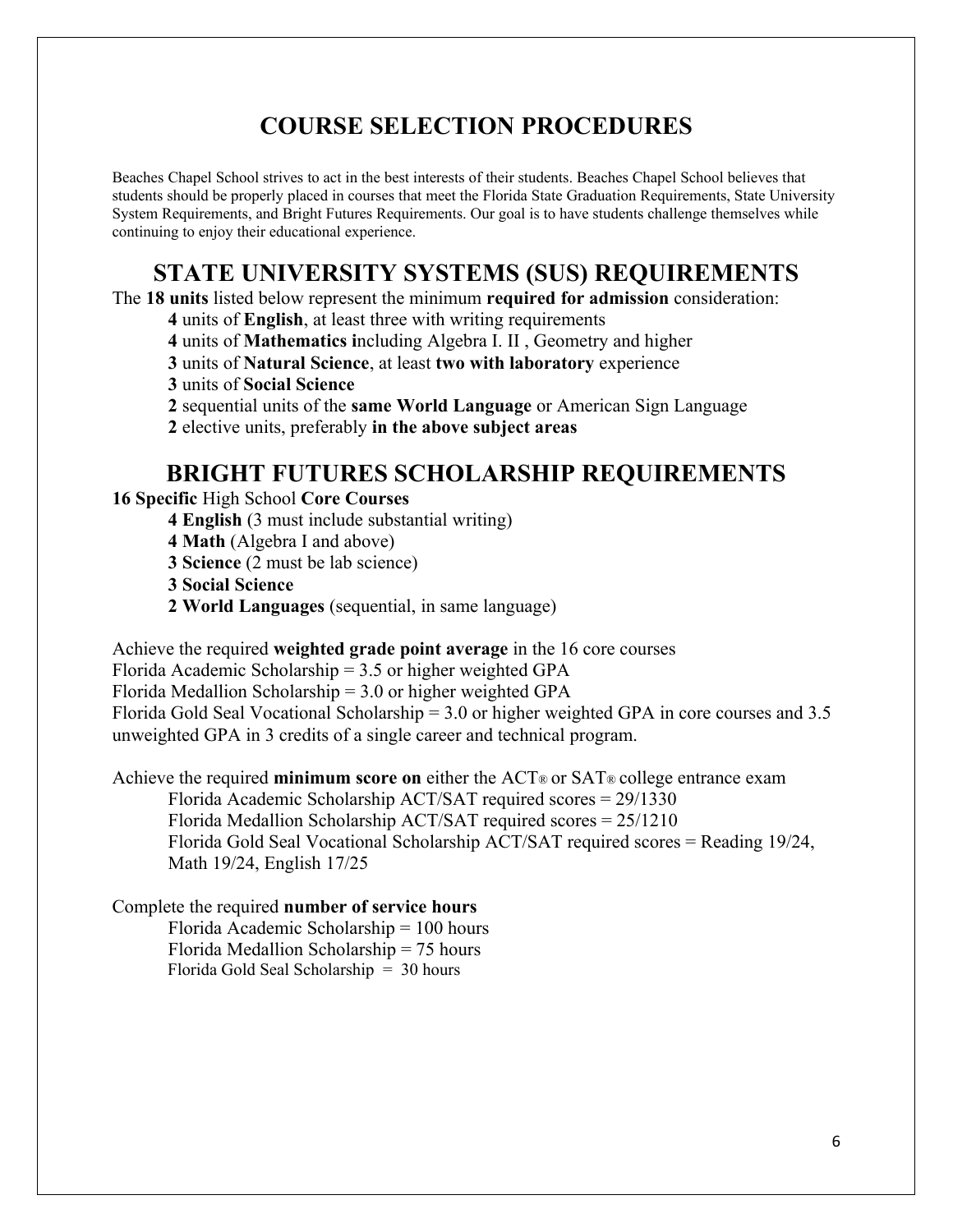# COURSE SELECTION PROCEDURES

Beaches Chapel School strives to act in the best interests of their students. Beaches Chapel School believes that students should be properly placed in courses that meet the Florida State Graduation Requirements, State University System Requirements, and Bright Futures Requirements. Our goal is to have students challenge themselves while continuing to enjoy their educational experience.

## STATE UNIVERSITY SYSTEMS (SUS) REQUIREMENTS

The **18 units** listed below represent the minimum **required for admission** consideration:

- **4** units of **English**, at least three with writing requirements
- **4** units of **Mathematics i**ncluding Algebra I. II , Geometry and higher
- **3** units of **Natural Science**, at least **two with laboratory** experience
- **3** units of **Social Science**
- **2** sequential units of the **same World Language** or American Sign Language
- **2** elective units, preferably **in the above subject areas**

## BRIGHT FUTURES SCHOLARSHIP REQUIREMENTS

**16 Specific** High School **Core Courses**

- **4 English** (3 must include substantial writing)
- **4 Math** (Algebra I and above)
- **3 Science** (2 must be lab science)
- **3 Social Science**
- **2 World Languages** (sequential, in same language)

Achieve the required **weighted grade point average** in the 16 core courses
Florida Academic Scholarship = 3.5 or higher weighted GPA
Florida Medallion Scholarship = 3.0 or higher weighted GPA
Florida Gold Seal Vocational Scholarship = 3.0 or higher weighted GPA in core courses and 3.5 unweighted GPA in 3 credits of a single career and technical program.

Achieve the required **minimum score on** either the ACT® or SAT® college entrance exam

- Florida Academic Scholarship ACT/SAT required scores = 29/1330
- Florida Medallion Scholarship ACT/SAT required scores = 25/1210
- Florida Gold Seal Vocational Scholarship ACT/SAT required scores = Reading 19/24, Math 19/24, English 17/25

Complete the required **number of service hours**

- Florida Academic Scholarship = 100 hours
- Florida Medallion Scholarship = 75 hours
- Florida Gold Seal Scholarship = 30 hours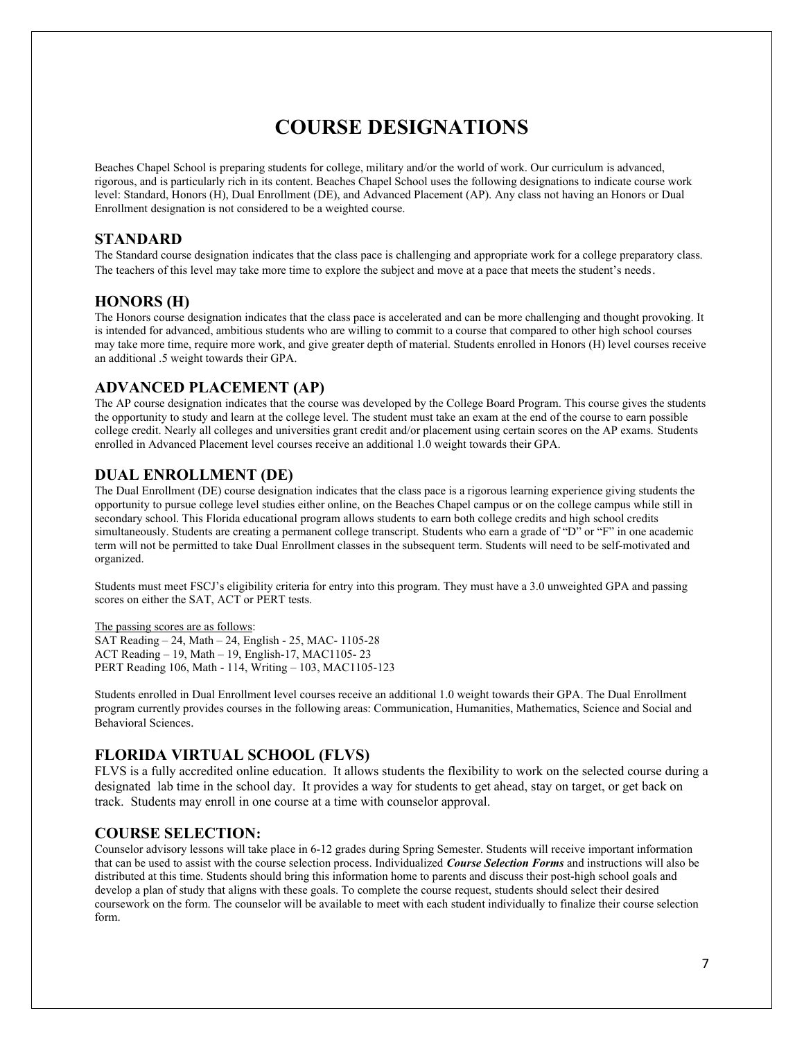# COURSE DESIGNATIONS

Beaches Chapel School is preparing students for college, military and/or the world of work. Our curriculum is advanced, rigorous, and is particularly rich in its content. Beaches Chapel School uses the following designations to indicate course work level: Standard, Honors (H), Dual Enrollment (DE), and Advanced Placement (AP). Any class not having an Honors or Dual Enrollment designation is not considered to be a weighted course.

## STANDARD

The Standard course designation indicates that the class pace is challenging and appropriate work for a college preparatory class. The teachers of this level may take more time to explore the subject and move at a pace that meets the student's needs.

## HONORS (H)

The Honors course designation indicates that the class pace is accelerated and can be more challenging and thought provoking. It is intended for advanced, ambitious students who are willing to commit to a course that compared to other high school courses may take more time, require more work, and give greater depth of material. Students enrolled in Honors (H) level courses receive an additional .5 weight towards their GPA.

## ADVANCED PLACEMENT (AP)

The AP course designation indicates that the course was developed by the College Board Program. This course gives the students the opportunity to study and learn at the college level. The student must take an exam at the end of the course to earn possible college credit. Nearly all colleges and universities grant credit and/or placement using certain scores on the AP exams. Students enrolled in Advanced Placement level courses receive an additional 1.0 weight towards their GPA.

## DUAL ENROLLMENT (DE)

The Dual Enrollment (DE) course designation indicates that the class pace is a rigorous learning experience giving students the opportunity to pursue college level studies either online, on the Beaches Chapel campus or on the college campus while still in secondary school. This Florida educational program allows students to earn both college credits and high school credits simultaneously. Students are creating a permanent college transcript. Students who earn a grade of "D" or "F" in one academic term will not be permitted to take Dual Enrollment classes in the subsequent term. Students will need to be self-motivated and organized.

Students must meet FSCJ's eligibility criteria for entry into this program. They must have a 3.0 unweighted GPA and passing scores on either the SAT, ACT or PERT tests.

<u>The passing scores are as follows</u>:
SAT Reading – 24, Math – 24, English - 25, MAC- 1105-28
ACT Reading – 19, Math – 19, English-17, MAC1105- 23
PERT Reading 106, Math - 114, Writing – 103, MAC1105-123

Students enrolled in Dual Enrollment level courses receive an additional 1.0 weight towards their GPA. The Dual Enrollment program currently provides courses in the following areas: Communication, Humanities, Mathematics, Science and Social and Behavioral Sciences.

## FLORIDA VIRTUAL SCHOOL (FLVS)

FLVS is a fully accredited online education. It allows students the flexibility to work on the selected course during a designated lab time in the school day. It provides a way for students to get ahead, stay on target, or get back on track. Students may enroll in one course at a time with counselor approval.

## COURSE SELECTION:

Counselor advisory lessons will take place in 6-12 grades during Spring Semester. Students will receive important information that can be used to assist with the course selection process. Individualized ***Course Selection Forms*** and instructions will also be distributed at this time. Students should bring this information home to parents and discuss their post-high school goals and develop a plan of study that aligns with these goals. To complete the course request, students should select their desired coursework on the form. The counselor will be available to meet with each student individually to finalize their course selection form.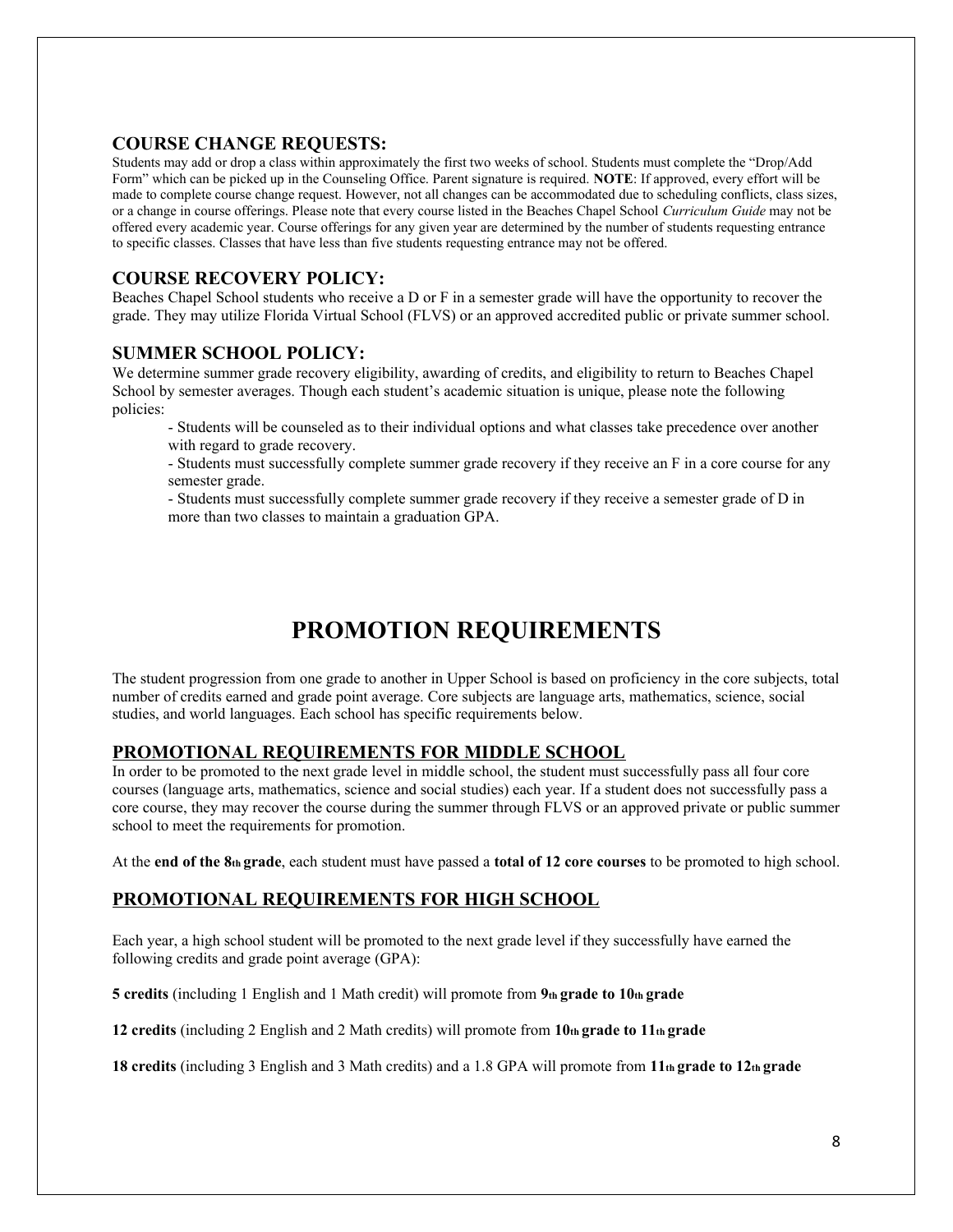### COURSE CHANGE REQUESTS:

Students may add or drop a class within approximately the first two weeks of school. Students must complete the "Drop/Add Form" which can be picked up in the Counseling Office. Parent signature is required. **NOTE**: If approved, every effort will be made to complete course change request. However, not all changes can be accommodated due to scheduling conflicts, class sizes, or a change in course offerings. Please note that every course listed in the Beaches Chapel School *Curriculum Guide* may not be offered every academic year. Course offerings for any given year are determined by the number of students requesting entrance to specific classes. Classes that have less than five students requesting entrance may not be offered.

### COURSE RECOVERY POLICY:

Beaches Chapel School students who receive a D or F in a semester grade will have the opportunity to recover the grade. They may utilize Florida Virtual School (FLVS) or an approved accredited public or private summer school.

### SUMMER SCHOOL POLICY:

We determine summer grade recovery eligibility, awarding of credits, and eligibility to return to Beaches Chapel School by semester averages. Though each student's academic situation is unique, please note the following policies:

- Students will be counseled as to their individual options and what classes take precedence over another with regard to grade recovery.
- Students must successfully complete summer grade recovery if they receive an F in a core course for any semester grade.
- Students must successfully complete summer grade recovery if they receive a semester grade of D in more than two classes to maintain a graduation GPA.

# PROMOTION REQUIREMENTS

The student progression from one grade to another in Upper School is based on proficiency in the core subjects, total number of credits earned and grade point average. Core subjects are language arts, mathematics, science, social studies, and world languages. Each school has specific requirements below.

## PROMOTIONAL REQUIREMENTS FOR MIDDLE SCHOOL

In order to be promoted to the next grade level in middle school, the student must successfully pass all four core courses (language arts, mathematics, science and social studies) each year. If a student does not successfully pass a core course, they may recover the course during the summer through FLVS or an approved private or public summer school to meet the requirements for promotion.

At the **end of the 8th grade**, each student must have passed a **total of 12 core courses** to be promoted to high school.

## PROMOTIONAL REQUIREMENTS FOR HIGH SCHOOL

Each year, a high school student will be promoted to the next grade level if they successfully have earned the following credits and grade point average (GPA):

**5 credits** (including 1 English and 1 Math credit) will promote from **9th grade to 10th grade**

**12 credits** (including 2 English and 2 Math credits) will promote from **10th grade to 11th grade**

**18 credits** (including 3 English and 3 Math credits) and a 1.8 GPA will promote from **11th grade to 12th grade**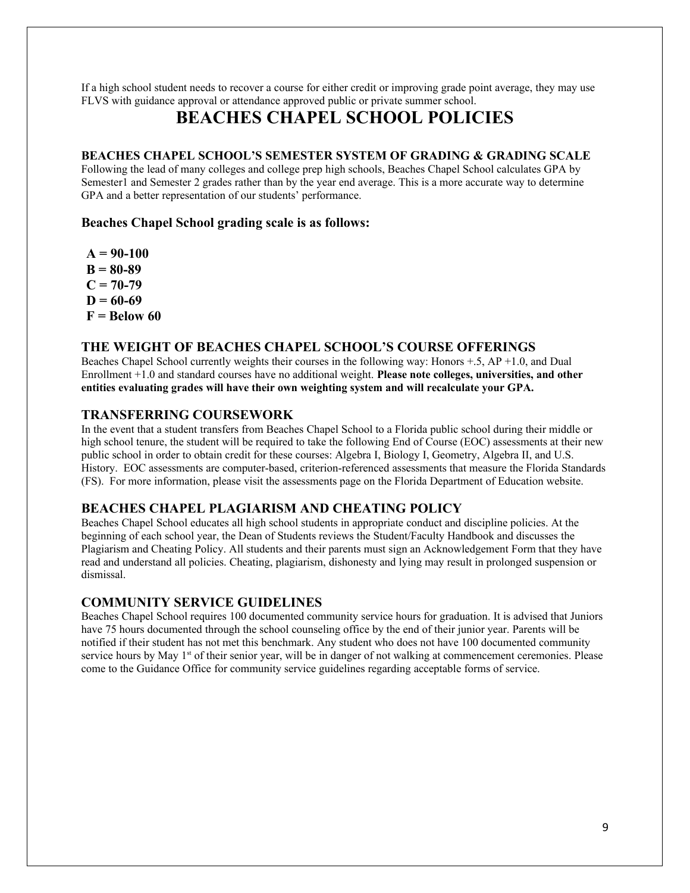If a high school student needs to recover a course for either credit or improving grade point average, they may use FLVS with guidance approval or attendance approved public or private summer school.

# BEACHES CHAPEL SCHOOL POLICIES

### BEACHES CHAPEL SCHOOL'S SEMESTER SYSTEM OF GRADING & GRADING SCALE

Following the lead of many colleges and college prep high schools, Beaches Chapel School calculates GPA by Semester1 and Semester 2 grades rather than by the year end average. This is a more accurate way to determine GPA and a better representation of our students' performance.

**Beaches Chapel School grading scale is as follows:**

**A = 90-100**
**B = 80-89**
**C = 70-79**
**D = 60-69**
**F = Below 60**

### THE WEIGHT OF BEACHES CHAPEL SCHOOL'S COURSE OFFERINGS

Beaches Chapel School currently weights their courses in the following way: Honors +.5, AP +1.0, and Dual Enrollment +1.0 and standard courses have no additional weight. **Please note colleges, universities, and other entities evaluating grades will have their own weighting system and will recalculate your GPA.**

### TRANSFERRING COURSEWORK

In the event that a student transfers from Beaches Chapel School to a Florida public school during their middle or high school tenure, the student will be required to take the following End of Course (EOC) assessments at their new public school in order to obtain credit for these courses: Algebra I, Biology I, Geometry, Algebra II, and U.S. History. EOC assessments are computer-based, criterion-referenced assessments that measure the Florida Standards (FS). For more information, please visit the assessments page on the Florida Department of Education website.

### BEACHES CHAPEL PLAGIARISM AND CHEATING POLICY

Beaches Chapel School educates all high school students in appropriate conduct and discipline policies. At the beginning of each school year, the Dean of Students reviews the Student/Faculty Handbook and discusses the Plagiarism and Cheating Policy. All students and their parents must sign an Acknowledgement Form that they have read and understand all policies. Cheating, plagiarism, dishonesty and lying may result in prolonged suspension or dismissal.

### COMMUNITY SERVICE GUIDELINES

Beaches Chapel School requires 100 documented community service hours for graduation. It is advised that Juniors have 75 hours documented through the school counseling office by the end of their junior year. Parents will be notified if their student has not met this benchmark. Any student who does not have 100 documented community service hours by May 1st of their senior year, will be in danger of not walking at commencement ceremonies. Please come to the Guidance Office for community service guidelines regarding acceptable forms of service.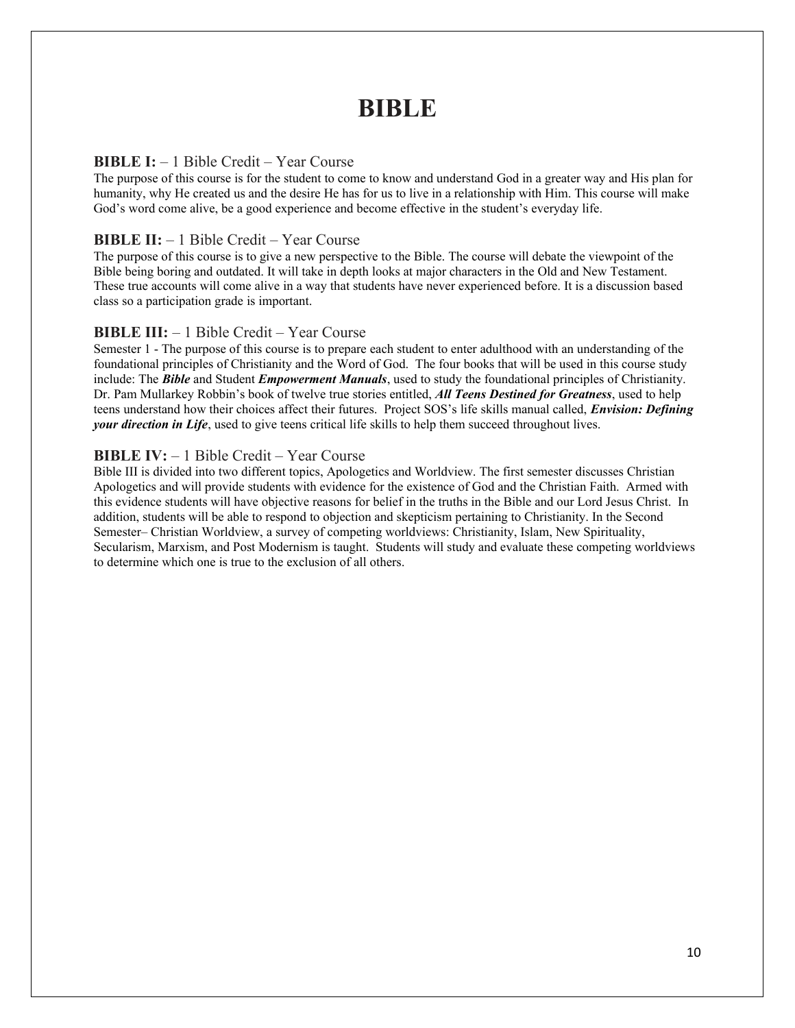# BIBLE

**BIBLE I:** – 1 Bible Credit – Year Course

The purpose of this course is for the student to come to know and understand God in a greater way and His plan for humanity, why He created us and the desire He has for us to live in a relationship with Him. This course will make God's word come alive, be a good experience and become effective in the student's everyday life.

**BIBLE II:** – 1 Bible Credit – Year Course

The purpose of this course is to give a new perspective to the Bible. The course will debate the viewpoint of the Bible being boring and outdated. It will take in depth looks at major characters in the Old and New Testament. These true accounts will come alive in a way that students have never experienced before. It is a discussion based class so a participation grade is important.

**BIBLE III:** – 1 Bible Credit – Year Course

Semester 1 - The purpose of this course is to prepare each student to enter adulthood with an understanding of the foundational principles of Christianity and the Word of God. The four books that will be used in this course study include: The ***Bible*** and Student ***Empowerment Manuals***, used to study the foundational principles of Christianity. Dr. Pam Mullarkey Robbin's book of twelve true stories entitled, ***All Teens Destined for Greatness***, used to help teens understand how their choices affect their futures. Project SOS's life skills manual called, ***Envision: Defining your direction in Life***, used to give teens critical life skills to help them succeed throughout lives.

**BIBLE IV:** – 1 Bible Credit – Year Course

Bible III is divided into two different topics, Apologetics and Worldview. The first semester discusses Christian Apologetics and will provide students with evidence for the existence of God and the Christian Faith. Armed with this evidence students will have objective reasons for belief in the truths in the Bible and our Lord Jesus Christ. In addition, students will be able to respond to objection and skepticism pertaining to Christianity. In the Second Semester– Christian Worldview, a survey of competing worldviews: Christianity, Islam, New Spirituality, Secularism, Marxism, and Post Modernism is taught. Students will study and evaluate these competing worldviews to determine which one is true to the exclusion of all others.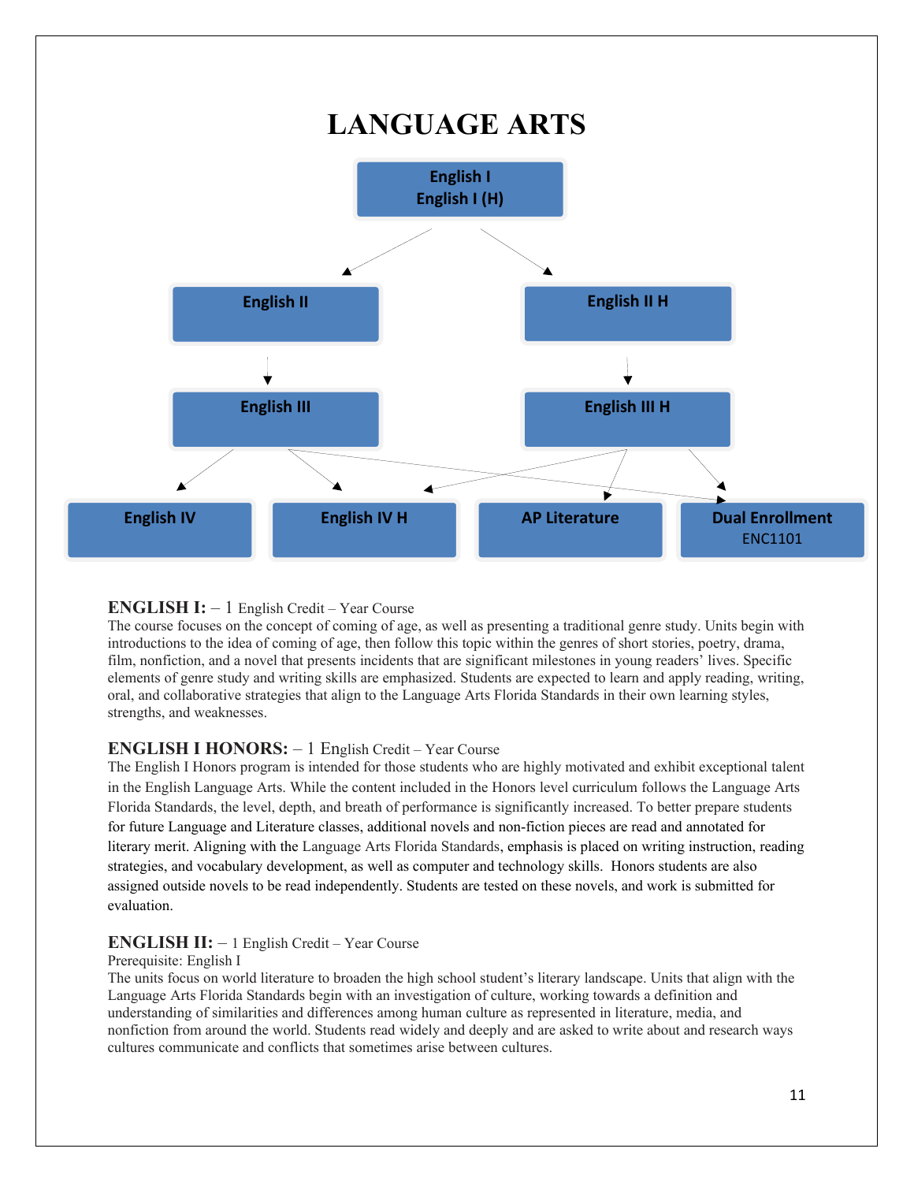# LANGUAGE ARTS

English I
English I (H)

English II | English II H

English III | English III H

English IV | English IV H | AP Literature | Dual Enrollment ENC1101

**ENGLISH I:** – 1 English Credit – Year Course
The course focuses on the concept of coming of age, as well as presenting a traditional genre study. Units begin with introductions to the idea of coming of age, then follow this topic within the genres of short stories, poetry, drama, film, nonfiction, and a novel that presents incidents that are significant milestones in young readers' lives. Specific elements of genre study and writing skills are emphasized. Students are expected to learn and apply reading, writing, oral, and collaborative strategies that align to the Language Arts Florida Standards in their own learning styles, strengths, and weaknesses.

**ENGLISH I HONORS:** – 1 English Credit – Year Course
The English I Honors program is intended for those students who are highly motivated and exhibit exceptional talent in the English Language Arts. While the content included in the Honors level curriculum follows the Language Arts Florida Standards, the level, depth, and breath of performance is significantly increased. To better prepare students for future Language and Literature classes, additional novels and non-fiction pieces are read and annotated for literary merit. Aligning with the Language Arts Florida Standards, emphasis is placed on writing instruction, reading strategies, and vocabulary development, as well as computer and technology skills. Honors students are also assigned outside novels to be read independently. Students are tested on these novels, and work is submitted for evaluation.

**ENGLISH II:** – 1 English Credit – Year Course
Prerequisite: English I
The units focus on world literature to broaden the high school student's literary landscape. Units that align with the Language Arts Florida Standards begin with an investigation of culture, working towards a definition and understanding of similarities and differences among human culture as represented in literature, media, and nonfiction from around the world. Students read widely and deeply and are asked to write about and research ways cultures communicate and conflicts that sometimes arise between cultures.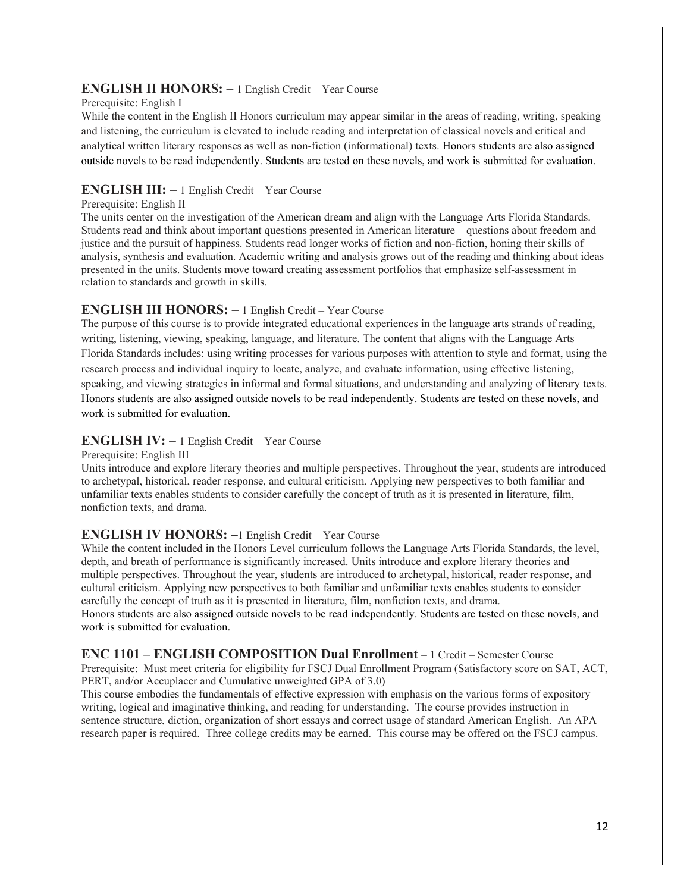### ENGLISH II HONORS: – 1 English Credit – Year Course

Prerequisite: English I

While the content in the English II Honors curriculum may appear similar in the areas of reading, writing, speaking and listening, the curriculum is elevated to include reading and interpretation of classical novels and critical and analytical written literary responses as well as non-fiction (informational) texts. Honors students are also assigned outside novels to be read independently. Students are tested on these novels, and work is submitted for evaluation.

### ENGLISH III: – 1 English Credit – Year Course

Prerequisite: English II

The units center on the investigation of the American dream and align with the Language Arts Florida Standards. Students read and think about important questions presented in American literature – questions about freedom and justice and the pursuit of happiness. Students read longer works of fiction and non-fiction, honing their skills of analysis, synthesis and evaluation. Academic writing and analysis grows out of the reading and thinking about ideas presented in the units. Students move toward creating assessment portfolios that emphasize self-assessment in relation to standards and growth in skills.

### ENGLISH III HONORS: – 1 English Credit – Year Course

The purpose of this course is to provide integrated educational experiences in the language arts strands of reading, writing, listening, viewing, speaking, language, and literature. The content that aligns with the Language Arts Florida Standards includes: using writing processes for various purposes with attention to style and format, using the research process and individual inquiry to locate, analyze, and evaluate information, using effective listening, speaking, and viewing strategies in informal and formal situations, and understanding and analyzing of literary texts. Honors students are also assigned outside novels to be read independently. Students are tested on these novels, and work is submitted for evaluation.

### ENGLISH IV: – 1 English Credit – Year Course

Prerequisite: English III

Units introduce and explore literary theories and multiple perspectives. Throughout the year, students are introduced to archetypal, historical, reader response, and cultural criticism. Applying new perspectives to both familiar and unfamiliar texts enables students to consider carefully the concept of truth as it is presented in literature, film, nonfiction texts, and drama.

### ENGLISH IV HONORS: –1 English Credit – Year Course

While the content included in the Honors Level curriculum follows the Language Arts Florida Standards, the level, depth, and breath of performance is significantly increased. Units introduce and explore literary theories and multiple perspectives. Throughout the year, students are introduced to archetypal, historical, reader response, and cultural criticism. Applying new perspectives to both familiar and unfamiliar texts enables students to consider carefully the concept of truth as it is presented in literature, film, nonfiction texts, and drama.

Honors students are also assigned outside novels to be read independently. Students are tested on these novels, and work is submitted for evaluation.

### ENC 1101 – ENGLISH COMPOSITION Dual Enrollment – 1 Credit – Semester Course

Prerequisite: Must meet criteria for eligibility for FSCJ Dual Enrollment Program (Satisfactory score on SAT, ACT, PERT, and/or Accuplacer and Cumulative unweighted GPA of 3.0)

This course embodies the fundamentals of effective expression with emphasis on the various forms of expository writing, logical and imaginative thinking, and reading for understanding. The course provides instruction in sentence structure, diction, organization of short essays and correct usage of standard American English. An APA research paper is required. Three college credits may be earned. This course may be offered on the FSCJ campus.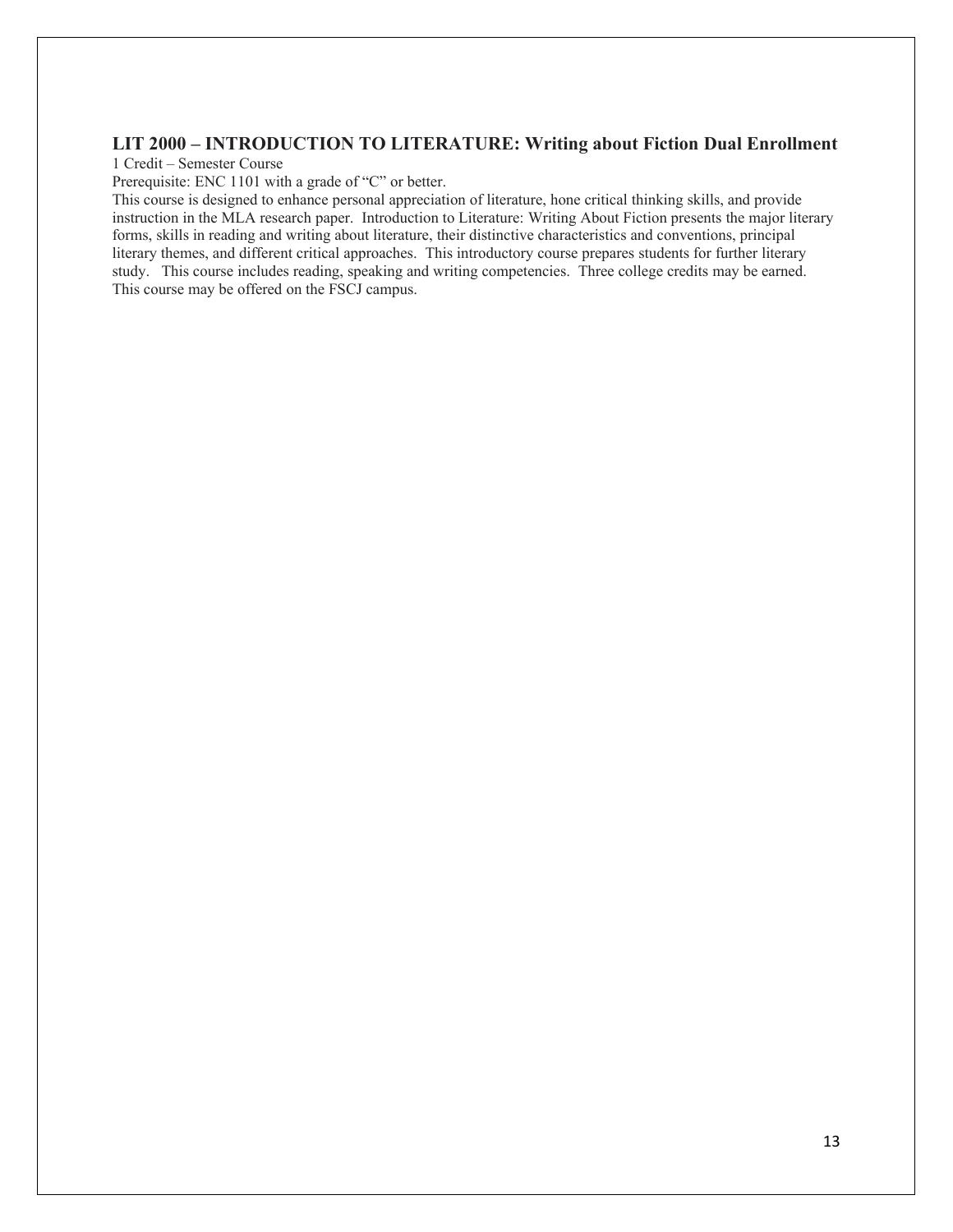### LIT 2000 – INTRODUCTION TO LITERATURE: Writing about Fiction Dual Enrollment

1 Credit – Semester Course

Prerequisite: ENC 1101 with a grade of "C" or better.

This course is designed to enhance personal appreciation of literature, hone critical thinking skills, and provide instruction in the MLA research paper. Introduction to Literature: Writing About Fiction presents the major literary forms, skills in reading and writing about literature, their distinctive characteristics and conventions, principal literary themes, and different critical approaches. This introductory course prepares students for further literary study. This course includes reading, speaking and writing competencies. Three college credits may be earned. This course may be offered on the FSCJ campus.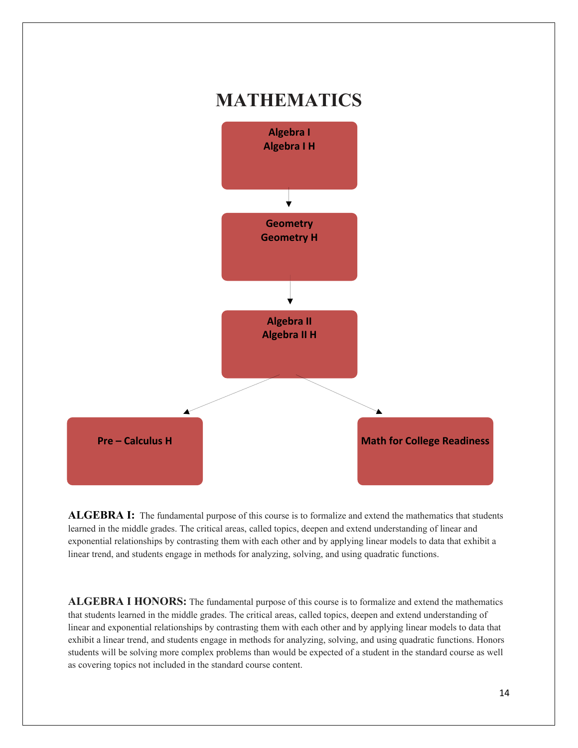# MATHEMATICS

Algebra I
Algebra I H

↓

Geometry
Geometry H

↓

Algebra II
Algebra II H

↙ ↘

Pre – Calculus H

Math for College Readiness

**ALGEBRA I:** The fundamental purpose of this course is to formalize and extend the mathematics that students learned in the middle grades. The critical areas, called topics, deepen and extend understanding of linear and exponential relationships by contrasting them with each other and by applying linear models to data that exhibit a linear trend, and students engage in methods for analyzing, solving, and using quadratic functions.

**ALGEBRA I HONORS:** The fundamental purpose of this course is to formalize and extend the mathematics that students learned in the middle grades. The critical areas, called topics, deepen and extend understanding of linear and exponential relationships by contrasting them with each other and by applying linear models to data that exhibit a linear trend, and students engage in methods for analyzing, solving, and using quadratic functions. Honors students will be solving more complex problems than would be expected of a student in the standard course as well as covering topics not included in the standard course content.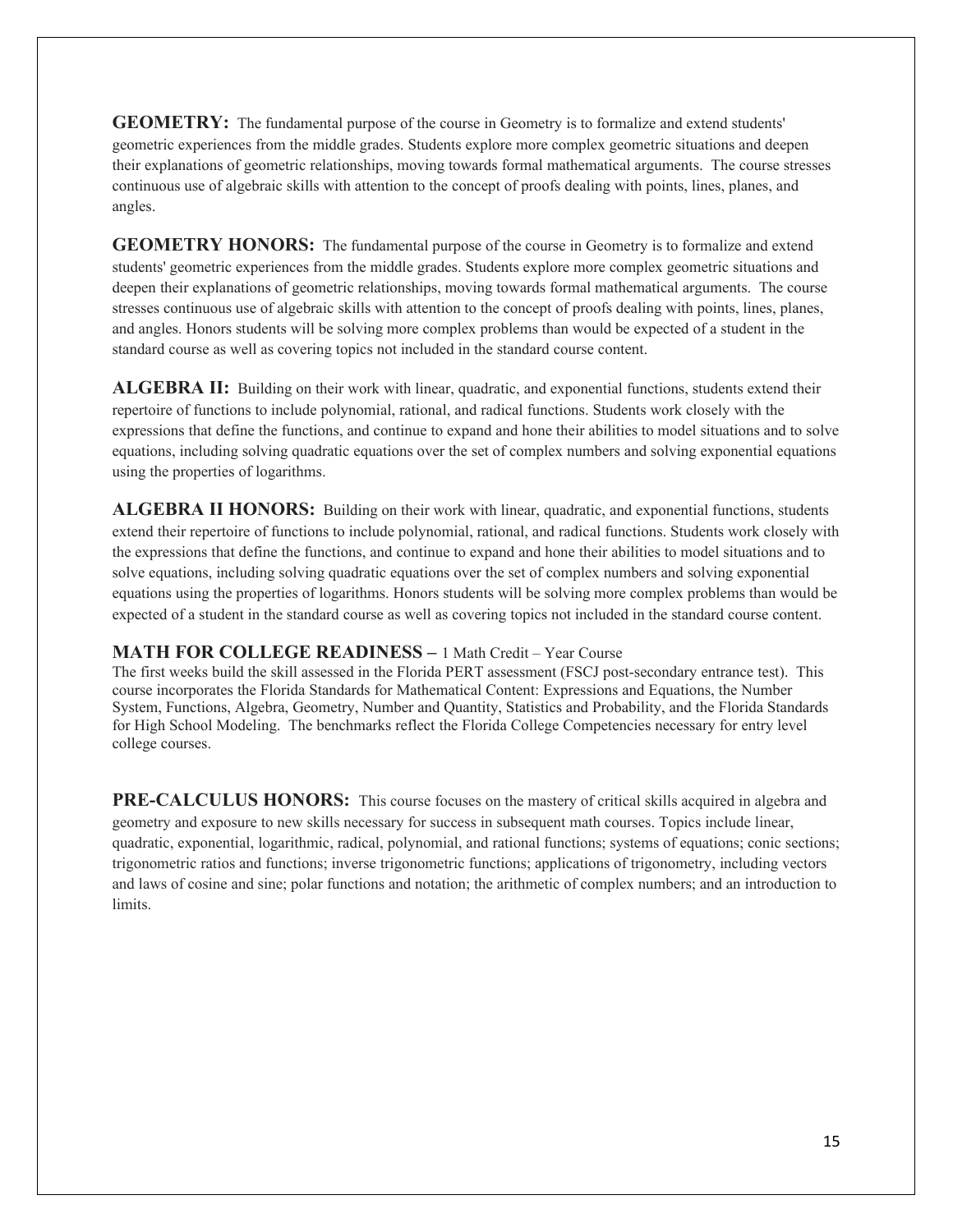**GEOMETRY:** The fundamental purpose of the course in Geometry is to formalize and extend students' geometric experiences from the middle grades. Students explore more complex geometric situations and deepen their explanations of geometric relationships, moving towards formal mathematical arguments. The course stresses continuous use of algebraic skills with attention to the concept of proofs dealing with points, lines, planes, and angles.

**GEOMETRY HONORS:** The fundamental purpose of the course in Geometry is to formalize and extend students' geometric experiences from the middle grades. Students explore more complex geometric situations and deepen their explanations of geometric relationships, moving towards formal mathematical arguments. The course stresses continuous use of algebraic skills with attention to the concept of proofs dealing with points, lines, planes, and angles. Honors students will be solving more complex problems than would be expected of a student in the standard course as well as covering topics not included in the standard course content.

**ALGEBRA II:** Building on their work with linear, quadratic, and exponential functions, students extend their repertoire of functions to include polynomial, rational, and radical functions. Students work closely with the expressions that define the functions, and continue to expand and hone their abilities to model situations and to solve equations, including solving quadratic equations over the set of complex numbers and solving exponential equations using the properties of logarithms.

**ALGEBRA II HONORS:** Building on their work with linear, quadratic, and exponential functions, students extend their repertoire of functions to include polynomial, rational, and radical functions. Students work closely with the expressions that define the functions, and continue to expand and hone their abilities to model situations and to solve equations, including solving quadratic equations over the set of complex numbers and solving exponential equations using the properties of logarithms. Honors students will be solving more complex problems than would be expected of a student in the standard course as well as covering topics not included in the standard course content.

**MATH FOR COLLEGE READINESS –** 1 Math Credit – Year Course
The first weeks build the skill assessed in the Florida PERT assessment (FSCJ post-secondary entrance test). This course incorporates the Florida Standards for Mathematical Content: Expressions and Equations, the Number System, Functions, Algebra, Geometry, Number and Quantity, Statistics and Probability, and the Florida Standards for High School Modeling. The benchmarks reflect the Florida College Competencies necessary for entry level college courses.

**PRE-CALCULUS HONORS:** This course focuses on the mastery of critical skills acquired in algebra and geometry and exposure to new skills necessary for success in subsequent math courses. Topics include linear, quadratic, exponential, logarithmic, radical, polynomial, and rational functions; systems of equations; conic sections; trigonometric ratios and functions; inverse trigonometric functions; applications of trigonometry, including vectors and laws of cosine and sine; polar functions and notation; the arithmetic of complex numbers; and an introduction to limits.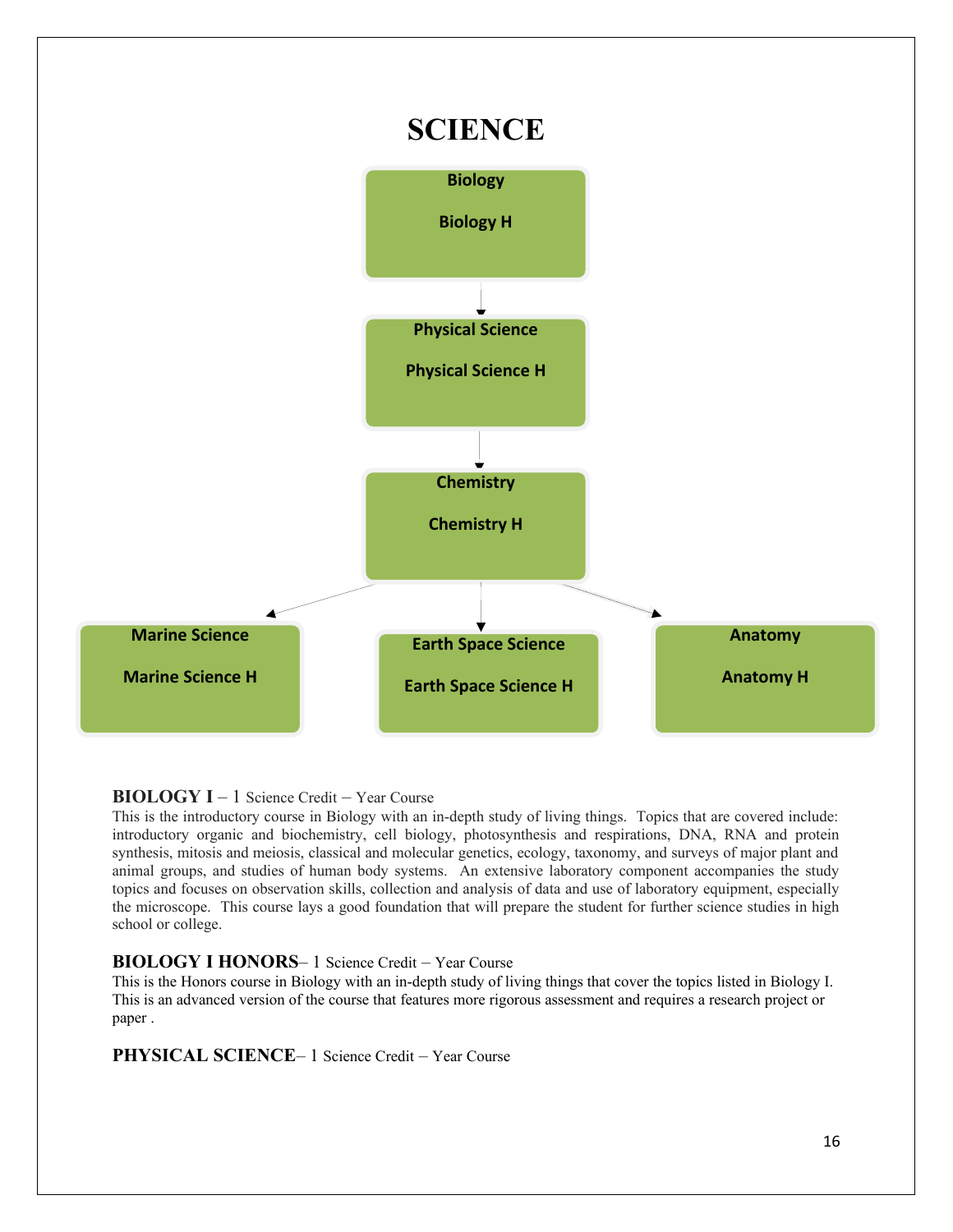# SCIENCE

Biology

Biology H

Physical Science

Physical Science H

Chemistry

Chemistry H

Marine Science

Marine Science H

Earth Space Science

Earth Space Science H

Anatomy

Anatomy H

**BIOLOGY I** – 1 Science Credit – Year Course

This is the introductory course in Biology with an in-depth study of living things. Topics that are covered include: introductory organic and biochemistry, cell biology, photosynthesis and respirations, DNA, RNA and protein synthesis, mitosis and meiosis, classical and molecular genetics, ecology, taxonomy, and surveys of major plant and animal groups, and studies of human body systems. An extensive laboratory component accompanies the study topics and focuses on observation skills, collection and analysis of data and use of laboratory equipment, especially the microscope. This course lays a good foundation that will prepare the student for further science studies in high school or college.

**BIOLOGY I HONORS**– 1 Science Credit – Year Course

This is the Honors course in Biology with an in-depth study of living things that cover the topics listed in Biology I. This is an advanced version of the course that features more rigorous assessment and requires a research project or paper .

**PHYSICAL SCIENCE**– 1 Science Credit – Year Course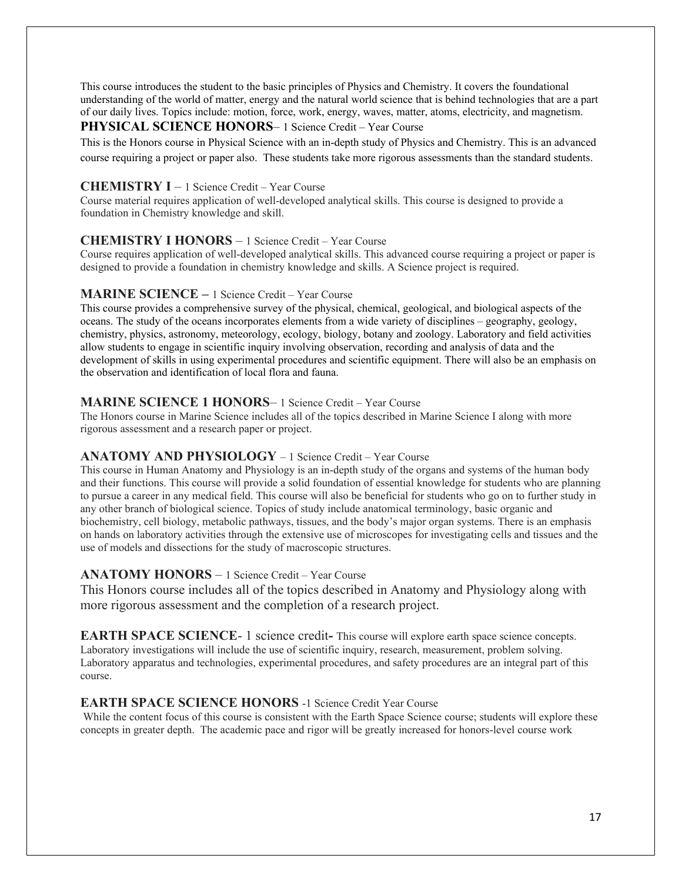This course introduces the student to the basic principles of Physics and Chemistry. It covers the foundational understanding of the world of matter, energy and the natural world science that is behind technologies that are a part of our daily lives. Topics include: motion, force, work, energy, waves, matter, atoms, electricity, and magnetism.

**PHYSICAL SCIENCE HONORS**– 1 Science Credit – Year Course

This is the Honors course in Physical Science with an in-depth study of Physics and Chemistry. This is an advanced course requiring a project or paper also. These students take more rigorous assessments than the standard students.

**CHEMISTRY I** – 1 Science Credit – Year Course

Course material requires application of well-developed analytical skills. This course is designed to provide a foundation in Chemistry knowledge and skill.

**CHEMISTRY I HONORS** – 1 Science Credit – Year Course

Course requires application of well-developed analytical skills. This advanced course requiring a project or paper is designed to provide a foundation in chemistry knowledge and skills. A Science project is required.

**MARINE SCIENCE –** 1 Science Credit – Year Course

This course provides a comprehensive survey of the physical, chemical, geological, and biological aspects of the oceans. The study of the oceans incorporates elements from a wide variety of disciplines – geography, geology, chemistry, physics, astronomy, meteorology, ecology, biology, botany and zoology. Laboratory and field activities allow students to engage in scientific inquiry involving observation, recording and analysis of data and the development of skills in using experimental procedures and scientific equipment. There will also be an emphasis on the observation and identification of local flora and fauna.

**MARINE SCIENCE 1 HONORS**– 1 Science Credit – Year Course

The Honors course in Marine Science includes all of the topics described in Marine Science I along with more rigorous assessment and a research paper or project.

**ANATOMY AND PHYSIOLOGY** – 1 Science Credit – Year Course

This course in Human Anatomy and Physiology is an in-depth study of the organs and systems of the human body and their functions. This course will provide a solid foundation of essential knowledge for students who are planning to pursue a career in any medical field. This course will also be beneficial for students who go on to further study in any other branch of biological science. Topics of study include anatomical terminology, basic organic and biochemistry, cell biology, metabolic pathways, tissues, and the body's major organ systems. There is an emphasis on hands on laboratory activities through the extensive use of microscopes for investigating cells and tissues and the use of models and dissections for the study of macroscopic structures.

**ANATOMY HONORS** – 1 Science Credit – Year Course

This Honors course includes all of the topics described in Anatomy and Physiology along with more rigorous assessment and the completion of a research project.

**EARTH SPACE SCIENCE**- 1 science credit**-** This course will explore earth space science concepts. Laboratory investigations will include the use of scientific inquiry, research, measurement, problem solving. Laboratory apparatus and technologies, experimental procedures, and safety procedures are an integral part of this course.

**EARTH SPACE SCIENCE HONORS** -1 Science Credit Year Course

While the content focus of this course is consistent with the Earth Space Science course; students will explore these concepts in greater depth. The academic pace and rigor will be greatly increased for honors-level course work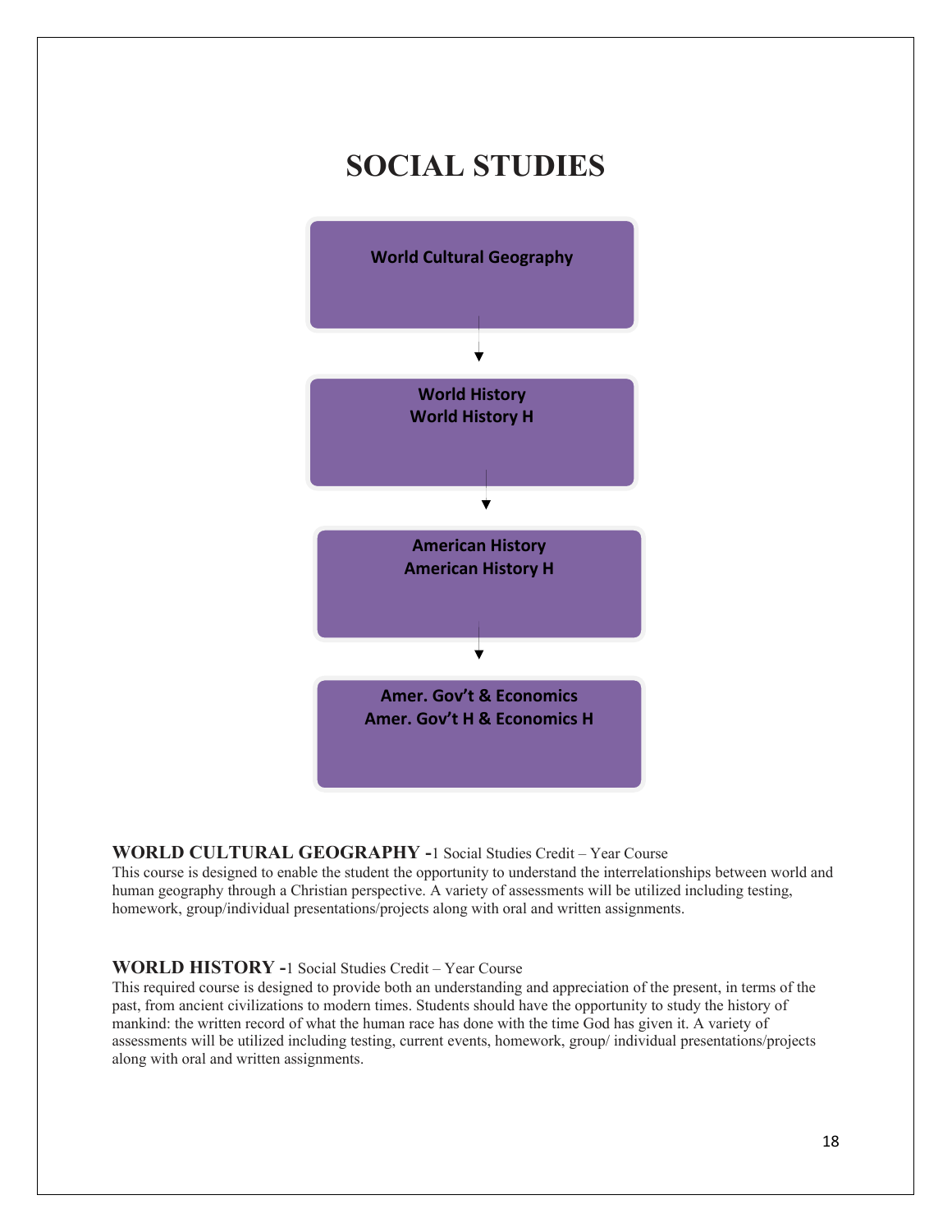# SOCIAL STUDIES

**World Cultural Geography**

↓

**World History**
**World History H**

↓

**American History**
**American History H**

↓

**Amer. Gov't & Economics**
**Amer. Gov't H & Economics H**

**WORLD CULTURAL GEOGRAPHY -**1 Social Studies Credit – Year Course
This course is designed to enable the student the opportunity to understand the interrelationships between world and human geography through a Christian perspective. A variety of assessments will be utilized including testing, homework, group/individual presentations/projects along with oral and written assignments.

**WORLD HISTORY -**1 Social Studies Credit – Year Course
This required course is designed to provide both an understanding and appreciation of the present, in terms of the past, from ancient civilizations to modern times. Students should have the opportunity to study the history of mankind: the written record of what the human race has done with the time God has given it. A variety of assessments will be utilized including testing, current events, homework, group/ individual presentations/projects along with oral and written assignments.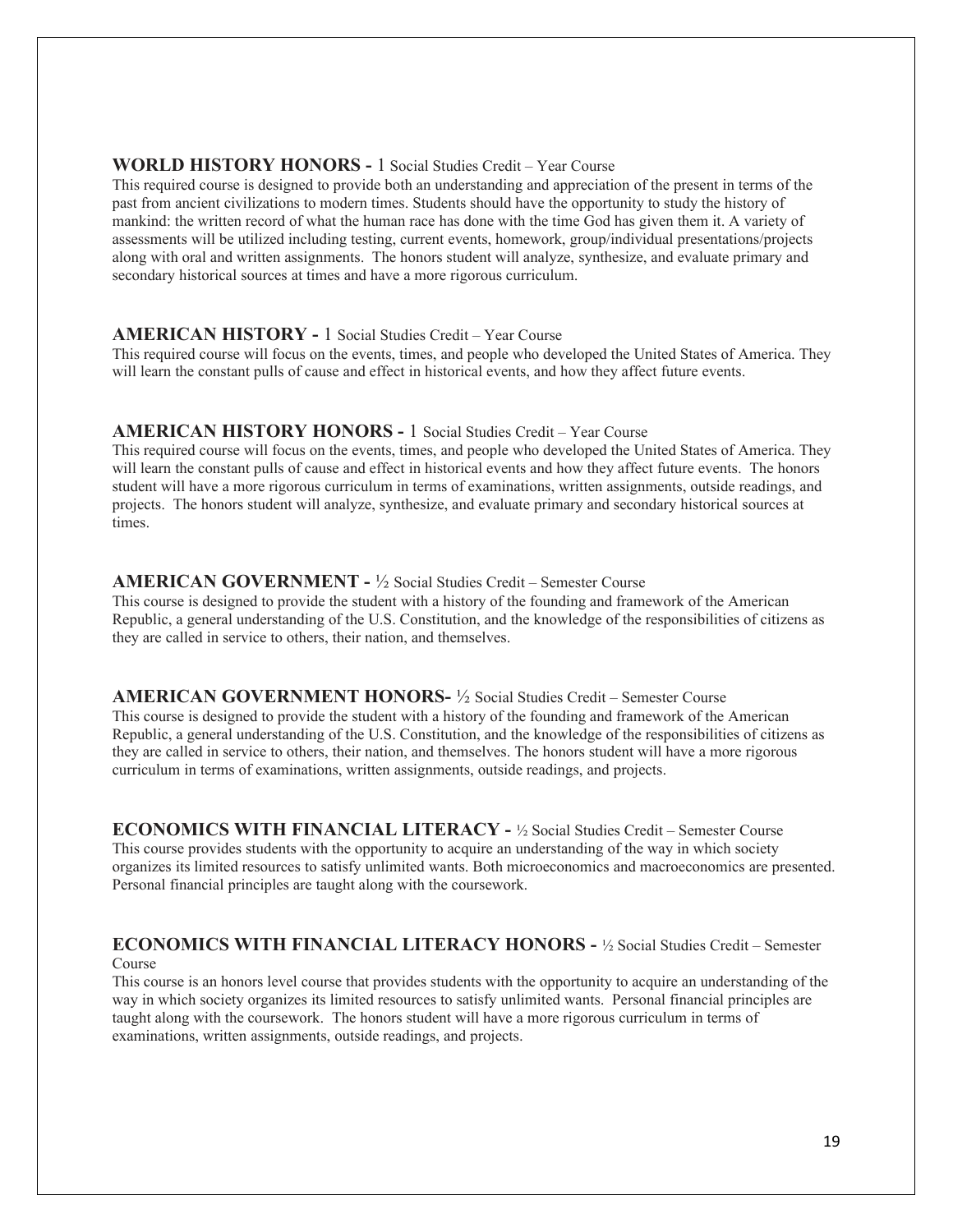### **WORLD HISTORY HONORS -** 1 Social Studies Credit – Year Course

This required course is designed to provide both an understanding and appreciation of the present in terms of the past from ancient civilizations to modern times. Students should have the opportunity to study the history of mankind: the written record of what the human race has done with the time God has given them it. A variety of assessments will be utilized including testing, current events, homework, group/individual presentations/projects along with oral and written assignments. The honors student will analyze, synthesize, and evaluate primary and secondary historical sources at times and have a more rigorous curriculum.

### **AMERICAN HISTORY -** 1 Social Studies Credit – Year Course

This required course will focus on the events, times, and people who developed the United States of America. They will learn the constant pulls of cause and effect in historical events, and how they affect future events.

### **AMERICAN HISTORY HONORS -** 1 Social Studies Credit – Year Course

This required course will focus on the events, times, and people who developed the United States of America. They will learn the constant pulls of cause and effect in historical events and how they affect future events. The honors student will have a more rigorous curriculum in terms of examinations, written assignments, outside readings, and projects. The honors student will analyze, synthesize, and evaluate primary and secondary historical sources at times.

### **AMERICAN GOVERNMENT -** ½ Social Studies Credit – Semester Course

This course is designed to provide the student with a history of the founding and framework of the American Republic, a general understanding of the U.S. Constitution, and the knowledge of the responsibilities of citizens as they are called in service to others, their nation, and themselves.

### **AMERICAN GOVERNMENT HONORS-** ½ Social Studies Credit – Semester Course

This course is designed to provide the student with a history of the founding and framework of the American Republic, a general understanding of the U.S. Constitution, and the knowledge of the responsibilities of citizens as they are called in service to others, their nation, and themselves. The honors student will have a more rigorous curriculum in terms of examinations, written assignments, outside readings, and projects.

### **ECONOMICS WITH FINANCIAL LITERACY -** ½ Social Studies Credit – Semester Course

This course provides students with the opportunity to acquire an understanding of the way in which society organizes its limited resources to satisfy unlimited wants. Both microeconomics and macroeconomics are presented. Personal financial principles are taught along with the coursework.

### **ECONOMICS WITH FINANCIAL LITERACY HONORS -** ½ Social Studies Credit – Semester Course

This course is an honors level course that provides students with the opportunity to acquire an understanding of the way in which society organizes its limited resources to satisfy unlimited wants. Personal financial principles are taught along with the coursework. The honors student will have a more rigorous curriculum in terms of examinations, written assignments, outside readings, and projects.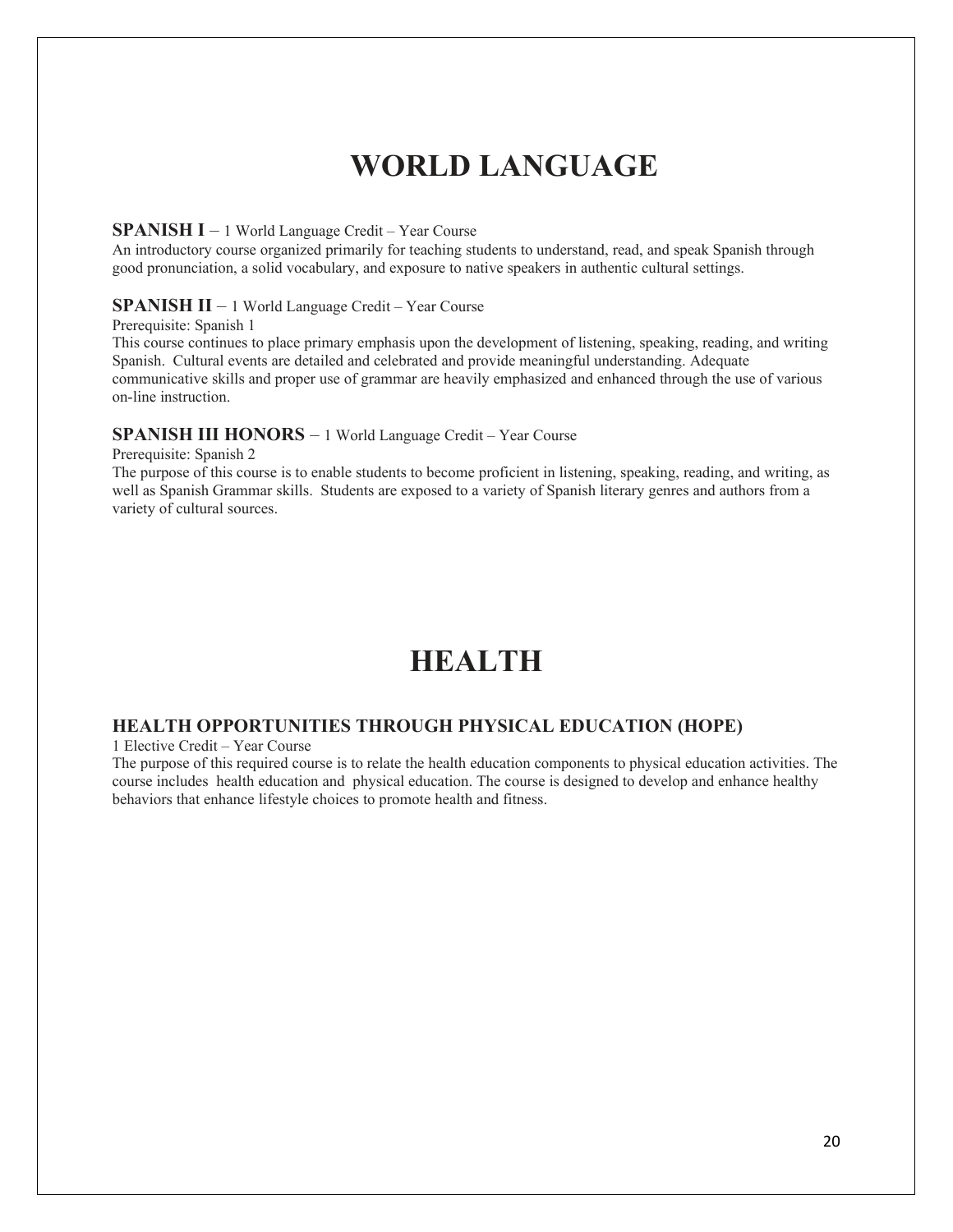# WORLD LANGUAGE

**SPANISH I** – 1 World Language Credit – Year Course

An introductory course organized primarily for teaching students to understand, read, and speak Spanish through good pronunciation, a solid vocabulary, and exposure to native speakers in authentic cultural settings.

**SPANISH II** – 1 World Language Credit – Year Course

Prerequisite: Spanish 1

This course continues to place primary emphasis upon the development of listening, speaking, reading, and writing Spanish. Cultural events are detailed and celebrated and provide meaningful understanding. Adequate communicative skills and proper use of grammar are heavily emphasized and enhanced through the use of various on-line instruction.

**SPANISH III HONORS** – 1 World Language Credit – Year Course

Prerequisite: Spanish 2

The purpose of this course is to enable students to become proficient in listening, speaking, reading, and writing, as well as Spanish Grammar skills. Students are exposed to a variety of Spanish literary genres and authors from a variety of cultural sources.

# HEALTH

**HEALTH OPPORTUNITIES THROUGH PHYSICAL EDUCATION (HOPE)**

1 Elective Credit – Year Course

The purpose of this required course is to relate the health education components to physical education activities. The course includes health education and physical education. The course is designed to develop and enhance healthy behaviors that enhance lifestyle choices to promote health and fitness.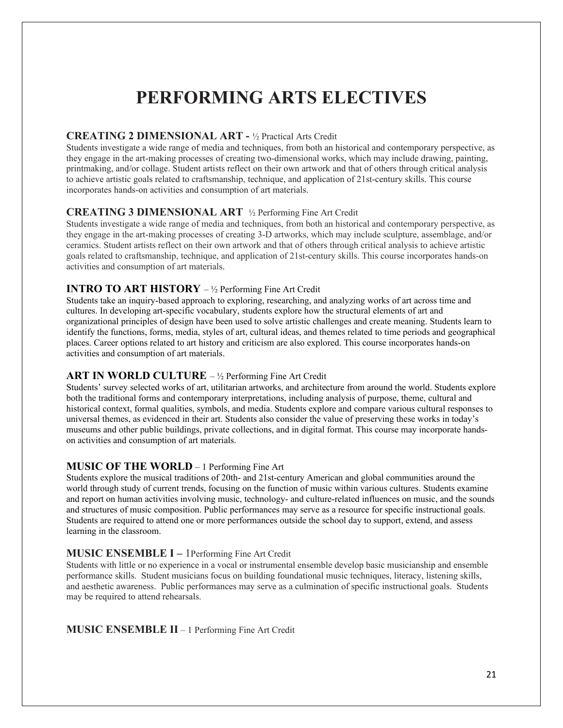# PERFORMING ARTS ELECTIVES

### CREATING 2 DIMENSIONAL ART - ½ Practical Arts Credit

Students investigate a wide range of media and techniques, from both an historical and contemporary perspective, as they engage in the art-making processes of creating two-dimensional works, which may include drawing, painting, printmaking, and/or collage. Student artists reflect on their own artwork and that of others through critical analysis to achieve artistic goals related to craftsmanship, technique, and application of 21st-century skills. This course incorporates hands-on activities and consumption of art materials.

### CREATING 3 DIMENSIONAL ART ½ Performing Fine Art Credit

Students investigate a wide range of media and techniques, from both an historical and contemporary perspective, as they engage in the art-making processes of creating 3-D artworks, which may include sculpture, assemblage, and/or ceramics. Student artists reflect on their own artwork and that of others through critical analysis to achieve artistic goals related to craftsmanship, technique, and application of 21st-century skills. This course incorporates hands-on activities and consumption of art materials.

### INTRO TO ART HISTORY – ½ Performing Fine Art Credit

Students take an inquiry-based approach to exploring, researching, and analyzing works of art across time and cultures. In developing art-specific vocabulary, students explore how the structural elements of art and organizational principles of design have been used to solve artistic challenges and create meaning. Students learn to identify the functions, forms, media, styles of art, cultural ideas, and themes related to time periods and geographical places. Career options related to art history and criticism are also explored. This course incorporates hands-on activities and consumption of art materials.

### ART IN WORLD CULTURE – ½ Performing Fine Art Credit

Students' survey selected works of art, utilitarian artworks, and architecture from around the world. Students explore both the traditional forms and contemporary interpretations, including analysis of purpose, theme, cultural and historical context, formal qualities, symbols, and media. Students explore and compare various cultural responses to universal themes, as evidenced in their art. Students also consider the value of preserving these works in today's museums and other public buildings, private collections, and in digital format. This course may incorporate hands-on activities and consumption of art materials.

### MUSIC OF THE WORLD – 1 Performing Fine Art

Students explore the musical traditions of 20th- and 21st-century American and global communities around the world through study of current trends, focusing on the function of music within various cultures. Students examine and report on human activities involving music, technology- and culture-related influences on music, and the sounds and structures of music composition. Public performances may serve as a resource for specific instructional goals. Students are required to attend one or more performances outside the school day to support, extend, and assess learning in the classroom.

### MUSIC ENSEMBLE I – 1Performing Fine Art Credit

Students with little or no experience in a vocal or instrumental ensemble develop basic musicianship and ensemble performance skills. Student musicians focus on building foundational music techniques, literacy, listening skills, and aesthetic awareness. Public performances may serve as a culmination of specific instructional goals. Students may be required to attend rehearsals.

### MUSIC ENSEMBLE II – 1 Performing Fine Art Credit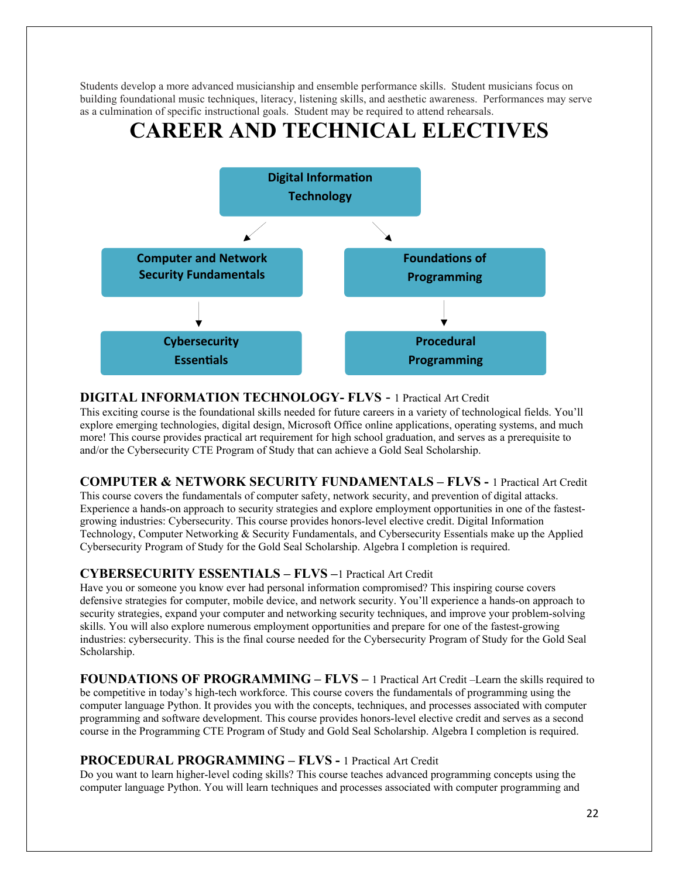Students develop a more advanced musicianship and ensemble performance skills. Student musicians focus on building foundational music techniques, literacy, listening skills, and aesthetic awareness. Performances may serve as a culmination of specific instructional goals. Student may be required to attend rehearsals.

# CAREER AND TECHNICAL ELECTIVES

Digital Information Technology → Computer and Network Security Fundamentals → Cybersecurity Essentials

Digital Information Technology → Foundations of Programming → Procedural Programming

**DIGITAL INFORMATION TECHNOLOGY- FLVS -** 1 Practical Art Credit
This exciting course is the foundational skills needed for future careers in a variety of technological fields. You'll explore emerging technologies, digital design, Microsoft Office online applications, operating systems, and much more! This course provides practical art requirement for high school graduation, and serves as a prerequisite to and/or the Cybersecurity CTE Program of Study that can achieve a Gold Seal Scholarship.

**COMPUTER & NETWORK SECURITY FUNDAMENTALS – FLVS -** 1 Practical Art Credit
This course covers the fundamentals of computer safety, network security, and prevention of digital attacks. Experience a hands-on approach to security strategies and explore employment opportunities in one of the fastest-growing industries: Cybersecurity. This course provides honors-level elective credit. Digital Information Technology, Computer Networking & Security Fundamentals, and Cybersecurity Essentials make up the Applied Cybersecurity Program of Study for the Gold Seal Scholarship. Algebra I completion is required.

**CYBERSECURITY ESSENTIALS – FLVS –**1 Practical Art Credit
Have you or someone you know ever had personal information compromised? This inspiring course covers defensive strategies for computer, mobile device, and network security. You'll experience a hands-on approach to security strategies, expand your computer and networking security techniques, and improve your problem-solving skills. You will also explore numerous employment opportunities and prepare for one of the fastest-growing industries: cybersecurity. This is the final course needed for the Cybersecurity Program of Study for the Gold Seal Scholarship.

**FOUNDATIONS OF PROGRAMMING – FLVS –** 1 Practical Art Credit –Learn the skills required to be competitive in today's high-tech workforce. This course covers the fundamentals of programming using the computer language Python. It provides you with the concepts, techniques, and processes associated with computer programming and software development. This course provides honors-level elective credit and serves as a second course in the Programming CTE Program of Study and Gold Seal Scholarship. Algebra I completion is required.

**PROCEDURAL PROGRAMMING – FLVS -** 1 Practical Art Credit
Do you want to learn higher-level coding skills? This course teaches advanced programming concepts using the computer language Python. You will learn techniques and processes associated with computer programming and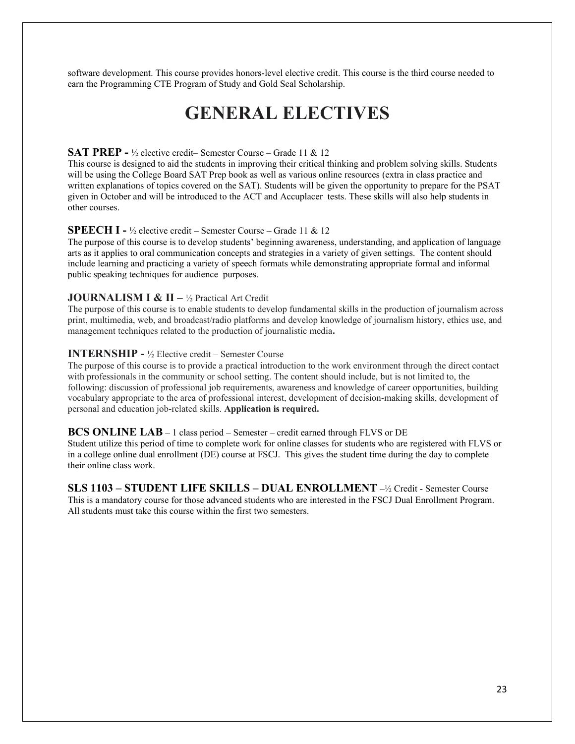software development. This course provides honors-level elective credit. This course is the third course needed to earn the Programming CTE Program of Study and Gold Seal Scholarship.

# GENERAL ELECTIVES

### SAT PREP - ½ elective credit– Semester Course – Grade 11 & 12

This course is designed to aid the students in improving their critical thinking and problem solving skills. Students will be using the College Board SAT Prep book as well as various online resources (extra in class practice and written explanations of topics covered on the SAT). Students will be given the opportunity to prepare for the PSAT given in October and will be introduced to the ACT and Accuplacer tests. These skills will also help students in other courses.

### SPEECH I - ½ elective credit – Semester Course – Grade 11 & 12

The purpose of this course is to develop students' beginning awareness, understanding, and application of language arts as it applies to oral communication concepts and strategies in a variety of given settings. The content should include learning and practicing a variety of speech formats while demonstrating appropriate formal and informal public speaking techniques for audience purposes.

### JOURNALISM I & II – ½ Practical Art Credit

The purpose of this course is to enable students to develop fundamental skills in the production of journalism across print, multimedia, web, and broadcast/radio platforms and develop knowledge of journalism history, ethics use, and management techniques related to the production of journalistic media**.**

### INTERNSHIP - ½ Elective credit – Semester Course

The purpose of this course is to provide a practical introduction to the work environment through the direct contact with professionals in the community or school setting. The content should include, but is not limited to, the following: discussion of professional job requirements, awareness and knowledge of career opportunities, building vocabulary appropriate to the area of professional interest, development of decision-making skills, development of personal and education job-related skills. **Application is required.**

### BCS ONLINE LAB – 1 class period – Semester – credit earned through FLVS or DE

Student utilize this period of time to complete work for online classes for students who are registered with FLVS or in a college online dual enrollment (DE) course at FSCJ. This gives the student time during the day to complete their online class work.

### SLS 1103 – STUDENT LIFE SKILLS – DUAL ENROLLMENT –½ Credit - Semester Course

This is a mandatory course for those advanced students who are interested in the FSCJ Dual Enrollment Program. All students must take this course within the first two semesters.